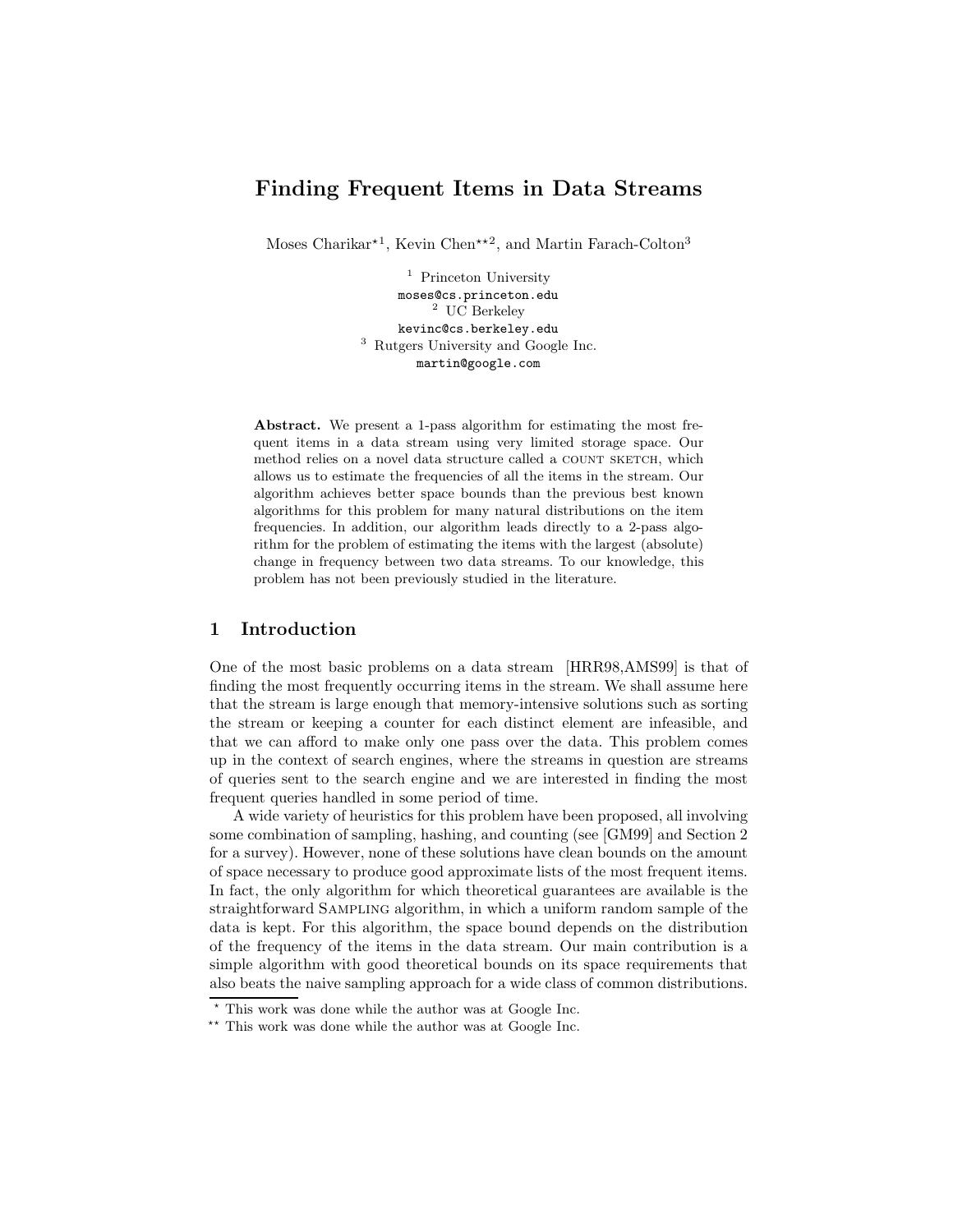# Finding Frequent Items in Data Streams

Moses Charikar*[1], Kevin Chen**[2], and Martin Farach-Colton[3]

[1] Princeton University
moses@cs.princeton.edu
[2] UC Berkeley
kevinc@cs.berkeley.edu
[3] Rutgers University and Google Inc.
martin@google.com

**Abstract.** We present a 1-pass algorithm for estimating the most frequent items in a data stream using very limited storage space. Our method relies on a novel data structure called a COUNT SKETCH, which allows us to estimate the frequencies of all the items in the stream. Our algorithm achieves better space bounds than the previous best known algorithms for this problem for many natural distributions on the item frequencies. In addition, our algorithm leads directly to a 2-pass algorithm for the problem of estimating the items with the largest (absolute) change in frequency between two data streams. To our knowledge, this problem has not been previously studied in the literature.

## 1 Introduction

One of the most basic problems on a data stream [HRR98,AMS99] is that of finding the most frequently occurring items in the stream. We shall assume here that the stream is large enough that memory-intensive solutions such as sorting the stream or keeping a counter for each distinct element are infeasible, and that we can afford to make only one pass over the data. This problem comes up in the context of search engines, where the streams in question are streams of queries sent to the search engine and we are interested in finding the most frequent queries handled in some period of time.

A wide variety of heuristics for this problem have been proposed, all involving some combination of sampling, hashing, and counting (see [GM99] and Section 2 for a survey). However, none of these solutions have clean bounds on the amount of space necessary to produce good approximate lists of the most frequent items. In fact, the only algorithm for which theoretical guarantees are available is the straightforward SAMPLING algorithm, in which a uniform random sample of the data is kept. For this algorithm, the space bound depends on the distribution of the frequency of the items in the data stream. Our main contribution is a simple algorithm with good theoretical bounds on its space requirements that also beats the naive sampling approach for a wide class of common distributions.

* This work was done while the author was at Google Inc.

** This work was done while the author was at Google Inc.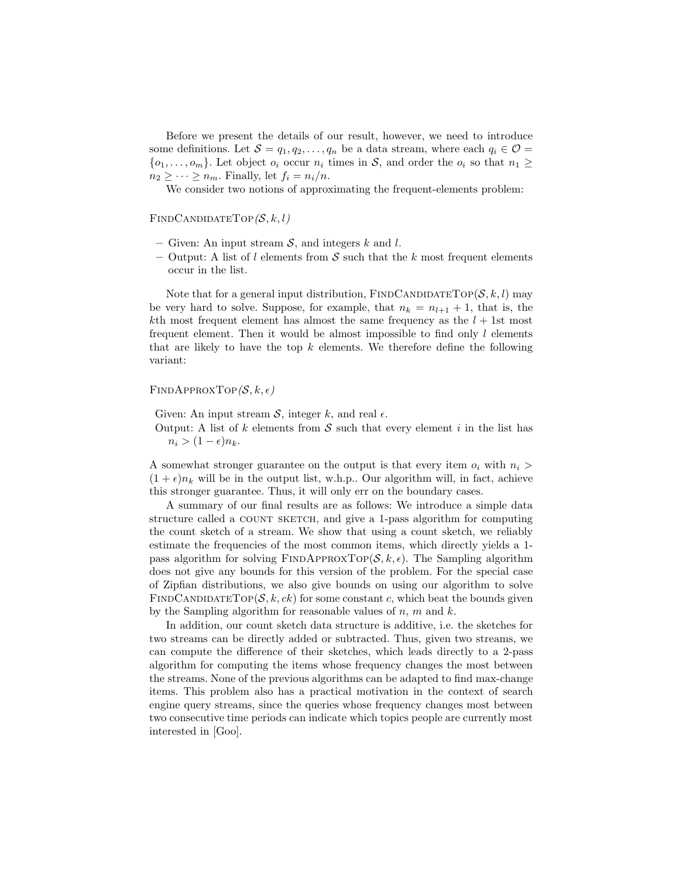Before we present the details of our result, however, we need to introduce some definitions. Let $\mathcal{S} = q_1, q_2, \ldots, q_n$ be a data stream, where each $q_i \in \mathcal{O} = \{o_1, \ldots, o_m\}$. Let object $o_i$ occur $n_i$ times in $\mathcal{S}$, and order the $o_i$ so that $n_1 \geq n_2 \geq \cdots \geq n_m$. Finally, let $f_i = n_i/n$.

We consider two notions of approximating the frequent-elements problem:

FindCandidateTop$(\mathcal{S}, k, l)$

- Given: An input stream $\mathcal{S}$, and integers $k$ and $l$.
- Output: A list of $l$ elements from $\mathcal{S}$ such that the $k$ most frequent elements occur in the list.

Note that for a general input distribution, FindCandidateTop$(\mathcal{S}, k, l)$ may be very hard to solve. Suppose, for example, that $n_k = n_{l+1} + 1$, that is, the $k$th most frequent element has almost the same frequency as the $l+1$st most frequent element. Then it would be almost impossible to find only $l$ elements that are likely to have the top $k$ elements. We therefore define the following variant:

FindApproxTop$(\mathcal{S}, k, \epsilon)$

Given: An input stream $\mathcal{S}$, integer $k$, and real $\epsilon$.
Output: A list of $k$ elements from $\mathcal{S}$ such that every element $i$ in the list has $n_i > (1 - \epsilon)n_k$.

A somewhat stronger guarantee on the output is that every item $o_i$ with $n_i > (1 + \epsilon)n_k$ will be in the output list, w.h.p.. Our algorithm will, in fact, achieve this stronger guarantee. Thus, it will only err on the boundary cases.

A summary of our final results are as follows: We introduce a simple data structure called a count sketch, and give a 1-pass algorithm for computing the count sketch of a stream. We show that using a count sketch, we reliably estimate the frequencies of the most common items, which directly yields a 1-pass algorithm for solving FindApproxTop$(\mathcal{S}, k, \epsilon)$. The Sampling algorithm does not give any bounds for this version of the problem. For the special case of Zipfian distributions, we also give bounds on using our algorithm to solve FindCandidateTop$(\mathcal{S}, k, ck)$ for some constant $c$, which beat the bounds given by the Sampling algorithm for reasonable values of $n$, $m$ and $k$.

In addition, our count sketch data structure is additive, i.e. the sketches for two streams can be directly added or subtracted. Thus, given two streams, we can compute the difference of their sketches, which leads directly to a 2-pass algorithm for computing the items whose frequency changes the most between the streams. None of the previous algorithms can be adapted to find max-change items. This problem also has a practical motivation in the context of search engine query streams, since the queries whose frequency changes most between two consecutive time periods can indicate which topics people are currently most interested in [Goo].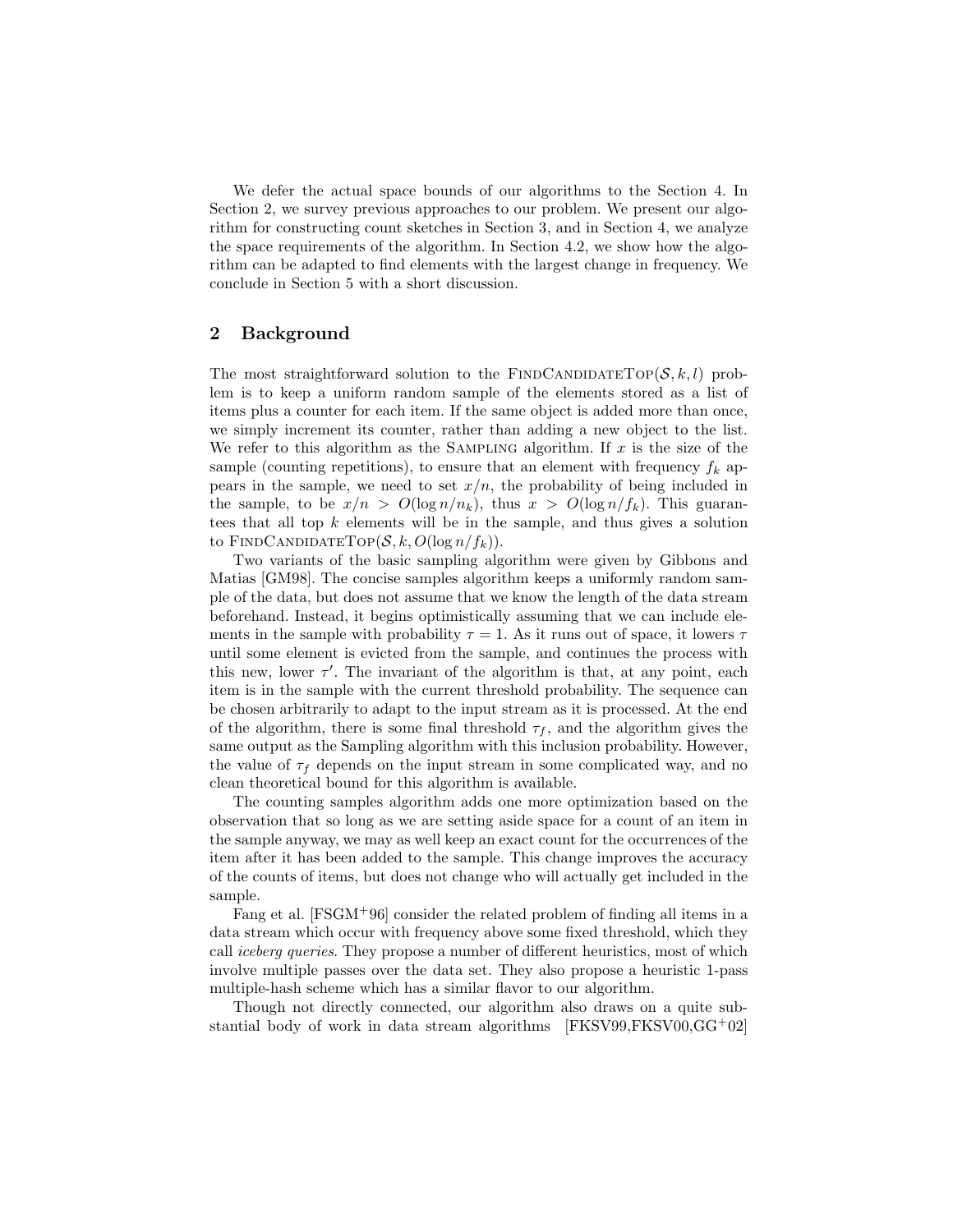We defer the actual space bounds of our algorithms to the Section 4. In Section 2, we survey previous approaches to our problem. We present our algorithm for constructing count sketches in Section 3, and in Section 4, we analyze the space requirements of the algorithm. In Section 4.2, we show how the algorithm can be adapted to find elements with the largest change in frequency. We conclude in Section 5 with a short discussion.

## 2 Background

The most straightforward solution to the FindCandidateTop$(\mathcal{S}, k, l)$ problem is to keep a uniform random sample of the elements stored as a list of items plus a counter for each item. If the same object is added more than once, we simply increment its counter, rather than adding a new object to the list. We refer to this algorithm as the Sampling algorithm. If $x$ is the size of the sample (counting repetitions), to ensure that an element with frequency $f_k$ appears in the sample, we need to set $x/n$, the probability of being included in the sample, to be $x/n > O(\log n/n_k)$, thus $x > O(\log n/f_k)$. This guarantees that all top $k$ elements will be in the sample, and thus gives a solution to FindCandidateTop$(\mathcal{S}, k, O(\log n/f_k))$.

Two variants of the basic sampling algorithm were given by Gibbons and Matias [GM98]. The concise samples algorithm keeps a uniformly random sample of the data, but does not assume that we know the length of the data stream beforehand. Instead, it begins optimistically assuming that we can include elements in the sample with probability $\tau = 1$. As it runs out of space, it lowers $\tau$ until some element is evicted from the sample, and continues the process with this new, lower $\tau'$. The invariant of the algorithm is that, at any point, each item is in the sample with the current threshold probability. The sequence can be chosen arbitrarily to adapt to the input stream as it is processed. At the end of the algorithm, there is some final threshold $\tau_f$, and the algorithm gives the same output as the Sampling algorithm with this inclusion probability. However, the value of $\tau_f$ depends on the input stream in some complicated way, and no clean theoretical bound for this algorithm is available.

The counting samples algorithm adds one more optimization based on the observation that so long as we are setting aside space for a count of an item in the sample anyway, we may as well keep an exact count for the occurrences of the item after it has been added to the sample. This change improves the accuracy of the counts of items, but does not change who will actually get included in the sample.

Fang et al. [FSGM[+]96] consider the related problem of finding all items in a data stream which occur with frequency above some fixed threshold, which they call *iceberg queries*. They propose a number of different heuristics, most of which involve multiple passes over the data set. They also propose a heuristic 1-pass multiple-hash scheme which has a similar flavor to our algorithm.

Though not directly connected, our algorithm also draws on a quite substantial body of work in data stream algorithms [FKSV99,FKSV00,GG[+]02]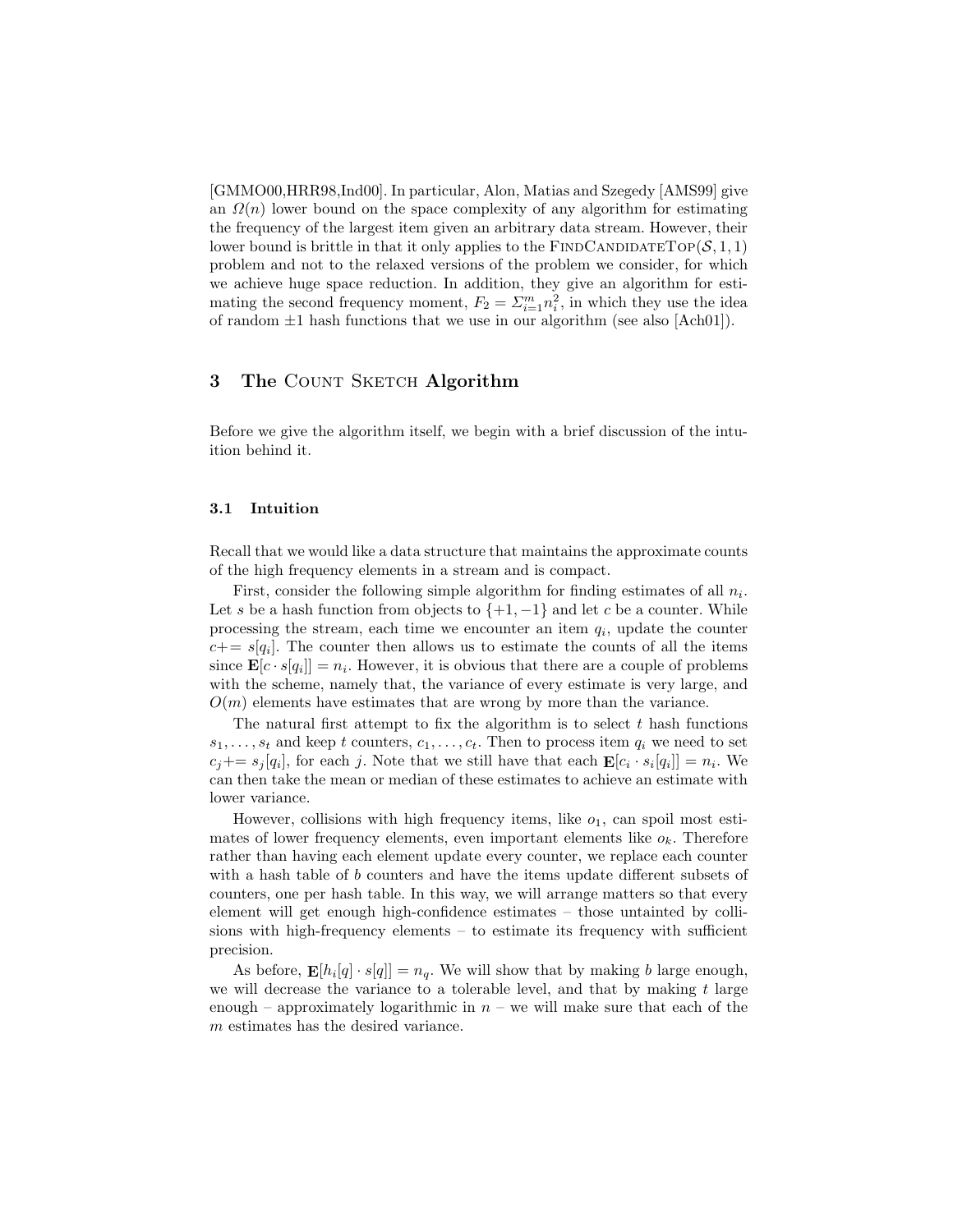[GMMO00,HRR98,Ind00]. In particular, Alon, Matias and Szegedy [AMS99] give an $\Omega(n)$ lower bound on the space complexity of any algorithm for estimating the frequency of the largest item given an arbitrary data stream. However, their lower bound is brittle in that it only applies to the FindCandidateTop$(\mathcal{S}, 1, 1)$ problem and not to the relaxed versions of the problem we consider, for which we achieve huge space reduction. In addition, they give an algorithm for estimating the second frequency moment, $F_2 = \Sigma_{i=1}^{m} n_i^2$, in which they use the idea of random $\pm 1$ hash functions that we use in our algorithm (see also [Ach01]).

## 3 The Count Sketch Algorithm

Before we give the algorithm itself, we begin with a brief discussion of the intuition behind it.

### 3.1 Intuition

Recall that we would like a data structure that maintains the approximate counts of the high frequency elements in a stream and is compact.

First, consider the following simple algorithm for finding estimates of all $n_i$. Let $s$ be a hash function from objects to $\{+1, -1\}$ and let $c$ be a counter. While processing the stream, each time we encounter an item $q_i$, update the counter $c \mathrel{+}= s[q_i]$. The counter then allows us to estimate the counts of all the items since $\mathbf{E}[c \cdot s[q_i]] = n_i$. However, it is obvious that there are a couple of problems with the scheme, namely that, the variance of every estimate is very large, and $O(m)$ elements have estimates that are wrong by more than the variance.

The natural first attempt to fix the algorithm is to select $t$ hash functions $s_1, \ldots, s_t$ and keep $t$ counters, $c_1, \ldots, c_t$. Then to process item $q_i$ we need to set $c_j \mathrel{+}= s_j[q_i]$, for each $j$. Note that we still have that each $\mathbf{E}[c_i \cdot s_i[q_i]] = n_i$. We can then take the mean or median of these estimates to achieve an estimate with lower variance.

However, collisions with high frequency items, like $o_1$, can spoil most estimates of lower frequency elements, even important elements like $o_k$. Therefore rather than having each element update every counter, we replace each counter with a hash table of $b$ counters and have the items update different subsets of counters, one per hash table. In this way, we will arrange matters so that every element will get enough high-confidence estimates – those untainted by collisions with high-frequency elements – to estimate its frequency with sufficient precision.

As before, $\mathbf{E}[h_i[q] \cdot s[q]] = n_q$. We will show that by making $b$ large enough, we will decrease the variance to a tolerable level, and that by making $t$ large enough – approximately logarithmic in $n$ – we will make sure that each of the $m$ estimates has the desired variance.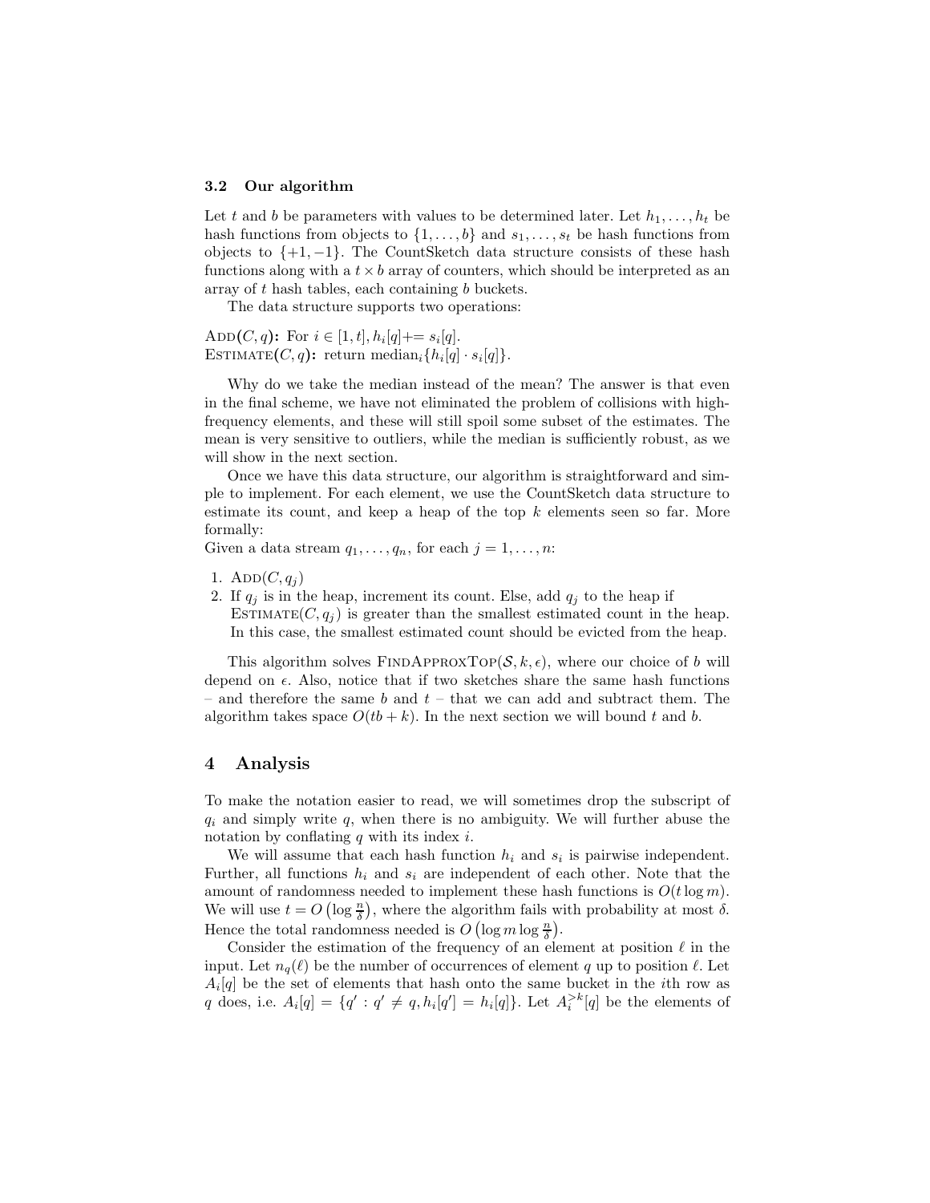### 3.2 Our algorithm

Let $t$ and $b$ be parameters with values to be determined later. Let $h_1, \ldots, h_t$ be hash functions from objects to $\{1, \ldots, b\}$ and $s_1, \ldots, s_t$ be hash functions from objects to $\{+1, -1\}$. The CountSketch data structure consists of these hash functions along with a $t \times b$ array of counters, which should be interpreted as an array of $t$ hash tables, each containing $b$ buckets.

The data structure supports two operations:

Add$(C, q)$**:** For $i \in [1, t], h_i[q] \mathrel{+}= s_i[q]$.
Estimate$(C, q)$**:** return $\text{median}_i\{h_i[q] \cdot s_i[q]\}$.

Why do we take the median instead of the mean? The answer is that even in the final scheme, we have not eliminated the problem of collisions with high-frequency elements, and these will still spoil some subset of the estimates. The mean is very sensitive to outliers, while the median is sufficiently robust, as we will show in the next section.

Once we have this data structure, our algorithm is straightforward and simple to implement. For each element, we use the CountSketch data structure to estimate its count, and keep a heap of the top $k$ elements seen so far. More formally:
Given a data stream $q_1, \ldots, q_n$, for each $j = 1, \ldots, n$:

1. Add$(C, q_j)$
2. If $q_j$ is in the heap, increment its count. Else, add $q_j$ to the heap if Estimate$(C, q_j)$ is greater than the smallest estimated count in the heap. In this case, the smallest estimated count should be evicted from the heap.

This algorithm solves FindApproxTop$(\mathcal{S}, k, \epsilon)$, where our choice of $b$ will depend on $\epsilon$. Also, notice that if two sketches share the same hash functions – and therefore the same $b$ and $t$ – that we can add and subtract them. The algorithm takes space $O(tb + k)$. In the next section we will bound $t$ and $b$.

## 4 Analysis

To make the notation easier to read, we will sometimes drop the subscript of $q_i$ and simply write $q$, when there is no ambiguity. We will further abuse the notation by conflating $q$ with its index $i$.

We will assume that each hash function $h_i$ and $s_i$ is pairwise independent. Further, all functions $h_i$ and $s_i$ are independent of each other. Note that the amount of randomness needed to implement these hash functions is $O(t \log m)$. We will use $t = O\left(\log \frac{n}{\delta}\right)$, where the algorithm fails with probability at most $\delta$. Hence the total randomness needed is $O\left(\log m \log \frac{n}{\delta}\right)$.

Consider the estimation of the frequency of an element at position $\ell$ in the input. Let $n_q(\ell)$ be the number of occurrences of element $q$ up to position $\ell$. Let $A_i[q]$ be the set of elements that hash onto the same bucket in the $i$th row as $q$ does, i.e. $A_i[q] = \{q' : q' \neq q, h_i[q'] = h_i[q]\}$. Let $A_i^{>k}[q]$ be the elements of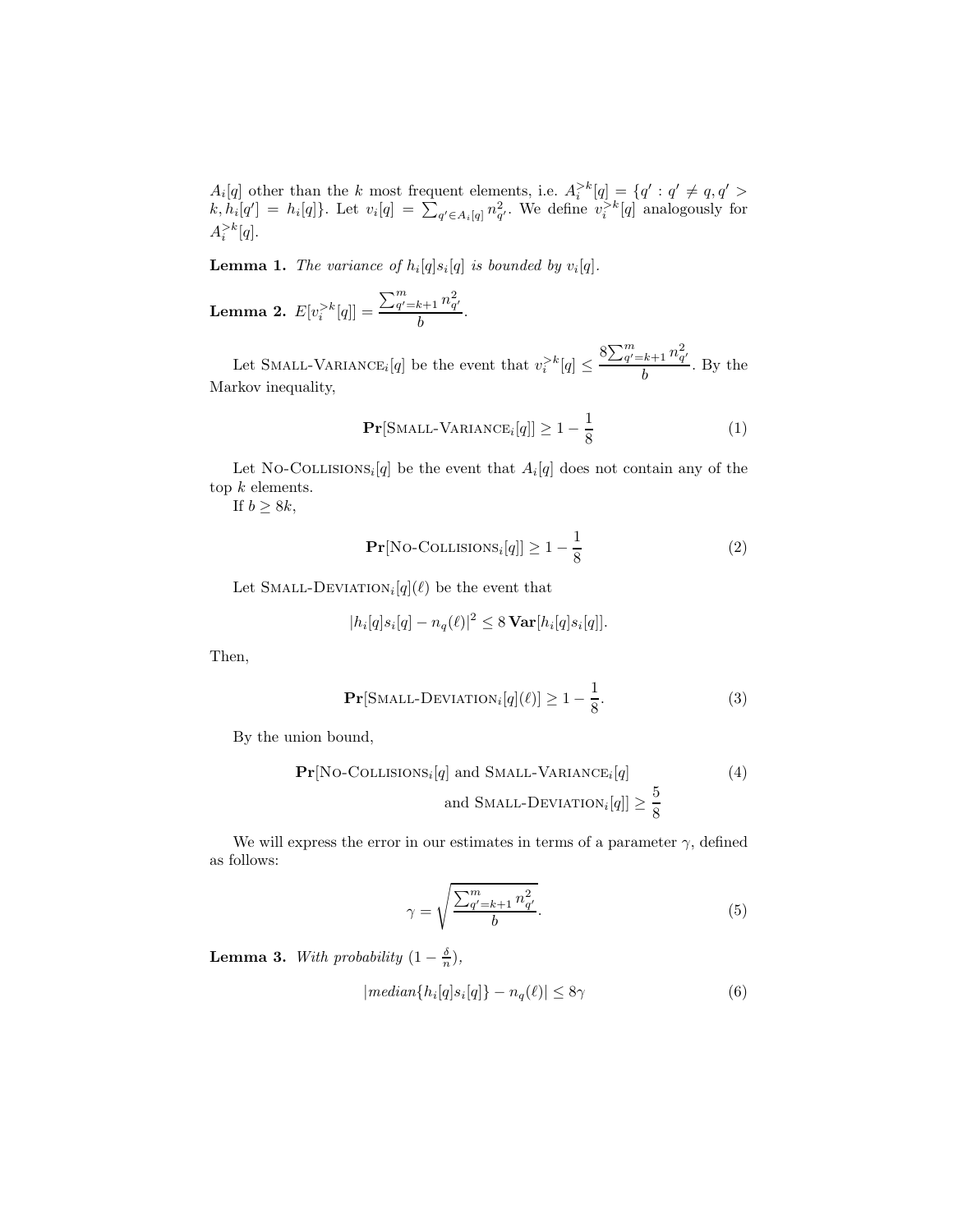$A_i[q]$ other than the $k$ most frequent elements, i.e. $A_i^{>k}[q] = \{q' : q' \neq q, q' > k, h_i[q'] = h_i[q]\}$. Let $v_i[q] = \sum_{q' \in A_i[q]} n_{q'}^2$. We define $v_i^{>k}[q]$ analogously for $A_i^{>k}[q]$.

**Lemma 1.** *The variance of $h_i[q]s_i[q]$ is bounded by $v_i[q]$.*

**Lemma 2.** $E[v_i^{>k}[q]] = \dfrac{\sum_{q'=k+1}^{m} n_{q'}^2}{b}$.

Let SMALL-VARIANCE$_i[q]$ be the event that $v_i^{>k}[q] \leq \dfrac{8\sum_{q'=k+1}^{m} n_{q'}^2}{b}$. By the Markov inequality,

$$\mathbf{Pr}[\text{SMALL-VARIANCE}_i[q]] \geq 1 - \frac{1}{8} \tag{1}$$

Let NO-COLLISIONS$_i[q]$ be the event that $A_i[q]$ does not contain any of the top $k$ elements.

If $b \geq 8k$,

$$\mathbf{Pr}[\text{NO-COLLISIONS}_i[q]] \geq 1 - \frac{1}{8} \tag{2}$$

Let SMALL-DEVIATION$_i[q](\ell)$ be the event that

$$|h_i[q]s_i[q] - n_q(\ell)|^2 \leq 8\,\mathbf{Var}[h_i[q]s_i[q]].$$

Then,

$$\mathbf{Pr}[\text{SMALL-DEVIATION}_i[q](\ell)] \geq 1 - \frac{1}{8}. \tag{3}$$

By the union bound,

$$\mathbf{Pr}[\text{NO-COLLISIONS}_i[q] \text{ and SMALL-VARIANCE}_i[q] \text{ and SMALL-DEVIATION}_i[q]] \geq \frac{5}{8} \tag{4}$$

We will express the error in our estimates in terms of a parameter $\gamma$, defined as follows:

$$\gamma = \sqrt{\frac{\sum_{q'=k+1}^{m} n_{q'}^2}{b}}. \tag{5}$$

**Lemma 3.** *With probability $(1 - \frac{\delta}{n})$,*

$$|median\{h_i[q]s_i[q]\} - n_q(\ell)| \leq 8\gamma \tag{6}$$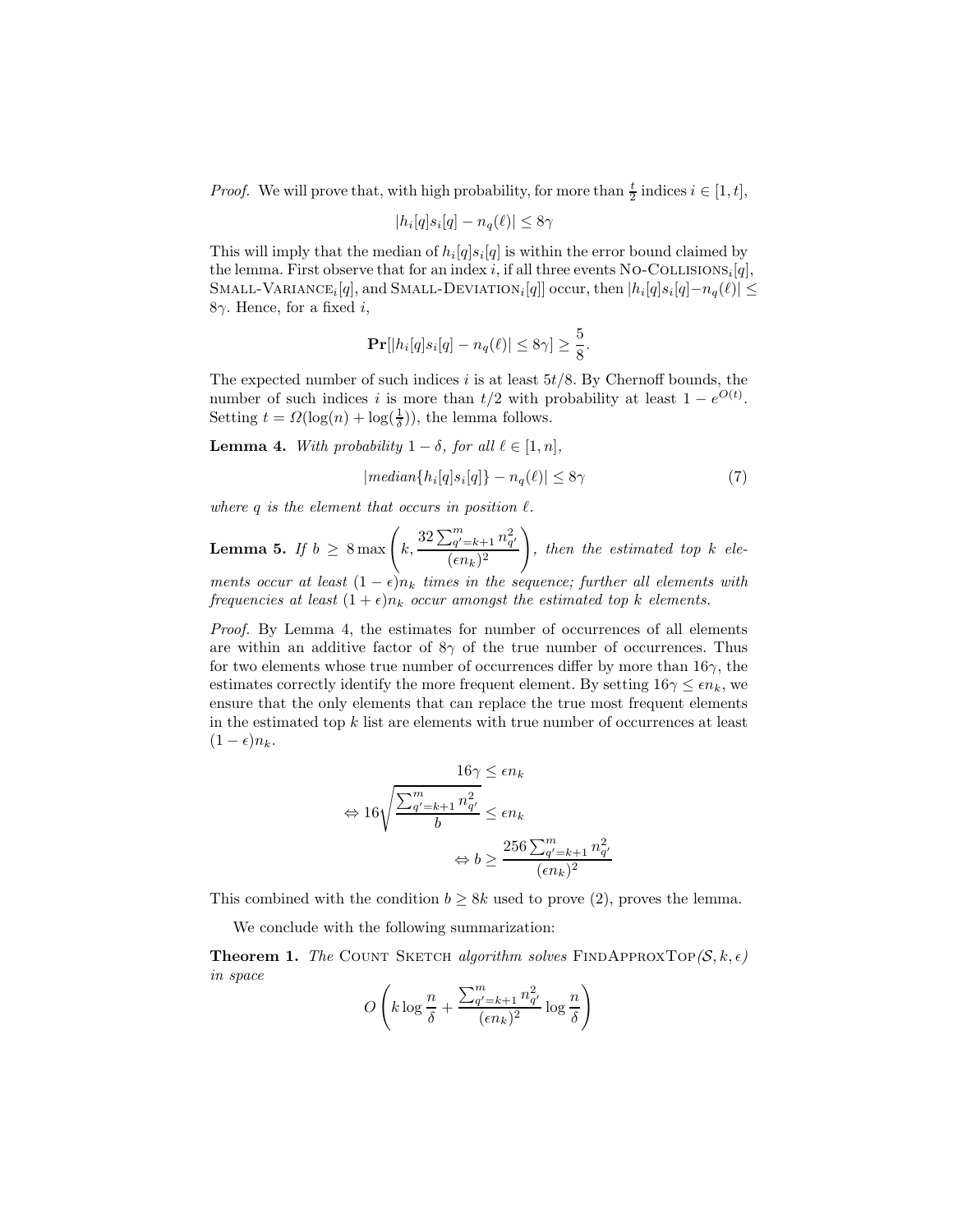*Proof.* We will prove that, with high probability, for more than $\frac{t}{2}$ indices $i \in [1, t]$,

$$|h_i[q]s_i[q] - n_q(\ell)| \leq 8\gamma$$

This will imply that the median of $h_i[q]s_i[q]$ is within the error bound claimed by the lemma. First observe that for an index $i$, if all three events No-Collisions$_i[q]$, Small-Variance$_i[q]$, and Small-Deviation$_i[q]$] occur, then $|h_i[q]s_i[q]-n_q(\ell)| \leq 8\gamma$. Hence, for a fixed $i$,

$$\mathbf{Pr}[|h_i[q]s_i[q] - n_q(\ell)| \leq 8\gamma] \geq \frac{5}{8}.$$

The expected number of such indices $i$ is at least $5t/8$. By Chernoff bounds, the number of such indices $i$ is more than $t/2$ with probability at least $1 - e^{O(t)}$. Setting $t = \Omega(\log(n) + \log(\frac{1}{\delta}))$, the lemma follows.

**Lemma 4.** *With probability $1 - \delta$, for all $\ell \in [1, n]$,*

$$|median\{h_i[q]s_i[q]\} - n_q(\ell)| \leq 8\gamma \tag{7}$$

*where $q$ is the element that occurs in position $\ell$.*

**Lemma 5.** *If $b \geq 8 \max\left(k, \frac{32 \sum_{q'=k+1}^{m} n_{q'}^2}{(\epsilon n_k)^2}\right)$, then the estimated top $k$ elements occur at least $(1 - \epsilon)n_k$ times in the sequence; further all elements with frequencies at least $(1 + \epsilon)n_k$ occur amongst the estimated top $k$ elements.*

*Proof.* By Lemma 4, the estimates for number of occurrences of all elements are within an additive factor of $8\gamma$ of the true number of occurrences. Thus for two elements whose true number of occurrences differ by more than $16\gamma$, the estimates correctly identify the more frequent element. By setting $16\gamma \leq \epsilon n_k$, we ensure that the only elements that can replace the true most frequent elements in the estimated top $k$ list are elements with true number of occurrences at least $(1 - \epsilon)n_k$.

$$16\gamma \leq \epsilon n_k$$

$$\Leftrightarrow 16\sqrt{\frac{\sum_{q'=k+1}^{m} n_{q'}^2}{b}} \leq \epsilon n_k$$

$$\Leftrightarrow b \geq \frac{256 \sum_{q'=k+1}^{m} n_{q'}^2}{(\epsilon n_k)^2}$$

This combined with the condition $b \geq 8k$ used to prove (2), proves the lemma.

We conclude with the following summarization:

**Theorem 1.** *The* Count Sketch *algorithm solves* FindApproxTop$(\mathcal{S}, k, \epsilon)$ *in space*

$$O\left(k \log \frac{n}{\delta} + \frac{\sum_{q'=k+1}^{m} n_{q'}^2}{(\epsilon n_k)^2} \log \frac{n}{\delta}\right)$$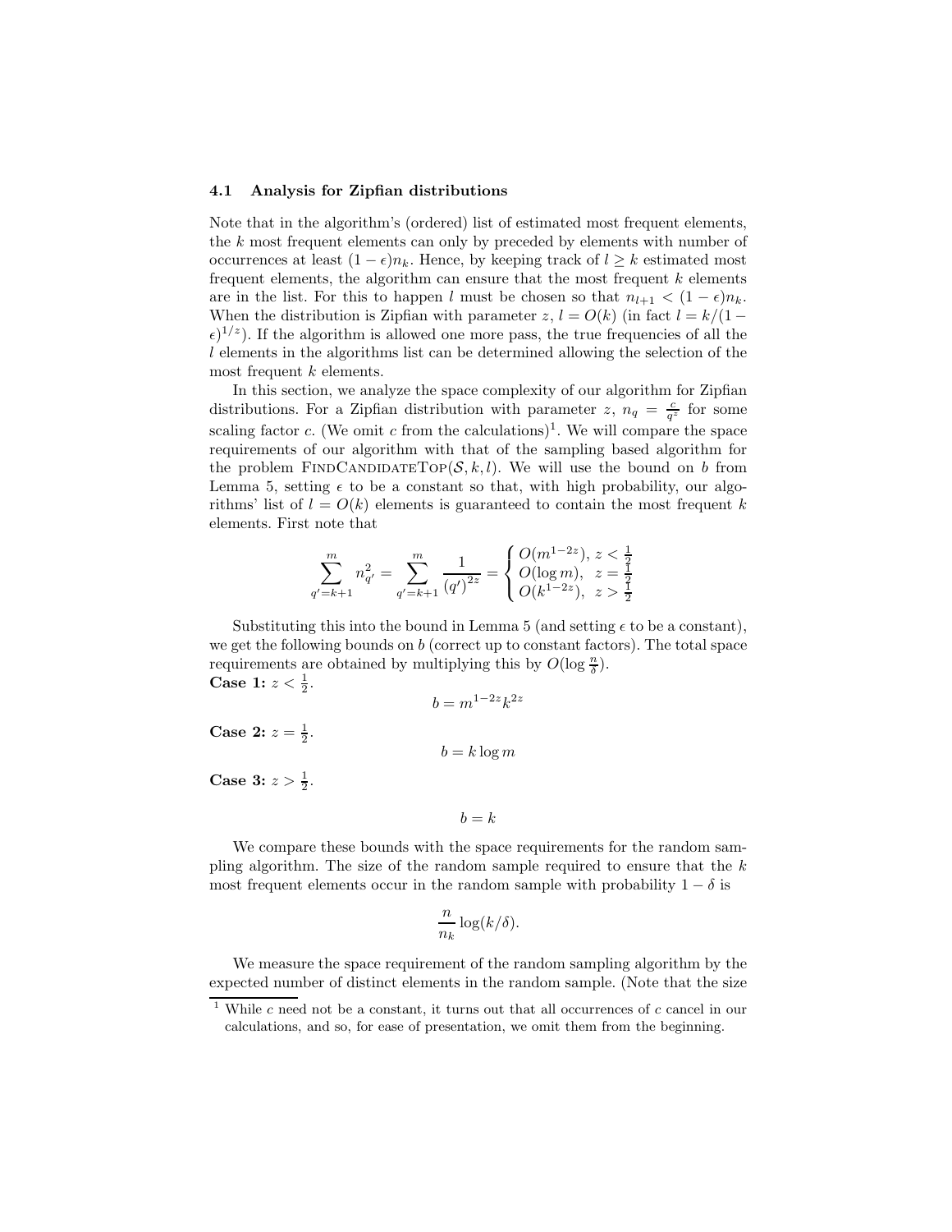### 4.1 Analysis for Zipfian distributions

Note that in the algorithm's (ordered) list of estimated most frequent elements, the $k$ most frequent elements can only by preceded by elements with number of occurrences at least $(1-\epsilon)n_k$. Hence, by keeping track of $l \geq k$ estimated most frequent elements, the algorithm can ensure that the most frequent $k$ elements are in the list. For this to happen $l$ must be chosen so that $n_{l+1} < (1-\epsilon)n_k$. When the distribution is Zipfian with parameter $z$, $l = O(k)$ (in fact $l = k/(1-\epsilon)^{1/z}$). If the algorithm is allowed one more pass, the true frequencies of all the $l$ elements in the algorithms list can be determined allowing the selection of the most frequent $k$ elements.

In this section, we analyze the space complexity of our algorithm for Zipfian distributions. For a Zipfian distribution with parameter $z$, $n_q = \frac{c}{q^z}$ for some scaling factor $c$. (We omit $c$ from the calculations)[1]. We will compare the space requirements of our algorithm with that of the sampling based algorithm for the problem FINDCANDIDATETOP$(\mathcal{S}, k, l)$. We will use the bound on $b$ from Lemma 5, setting $\epsilon$ to be a constant so that, with high probability, our algorithms' list of $l = O(k)$ elements is guaranteed to contain the most frequent $k$ elements. First note that

$$\sum_{q'=k+1}^{m} n_{q'}^2 = \sum_{q'=k+1}^{m} \frac{1}{(q')^{2z}} = \begin{cases} O(m^{1-2z}), & z < \frac{1}{2} \\ O(\log m), & z = \frac{1}{2} \\ O(k^{1-2z}), & z > \frac{1}{2} \end{cases}$$

Substituting this into the bound in Lemma 5 (and setting $\epsilon$ to be a constant), we get the following bounds on $b$ (correct up to constant factors). The total space requirements are obtained by multiplying this by $O(\log \frac{n}{\delta})$.

**Case 1:** $z < \frac{1}{2}$.

$$b = m^{1-2z} k^{2z}$$

**Case 2:** $z = \frac{1}{2}$.

$$b = k \log m$$

**Case 3:** $z > \frac{1}{2}$.

$$b = k$$

We compare these bounds with the space requirements for the random sampling algorithm. The size of the random sample required to ensure that the $k$ most frequent elements occur in the random sample with probability $1-\delta$ is

$$\frac{n}{n_k} \log(k/\delta).$$

We measure the space requirement of the random sampling algorithm by the expected number of distinct elements in the random sample. (Note that the size

[1] While $c$ need not be a constant, it turns out that all occurrences of $c$ cancel in our calculations, and so, for ease of presentation, we omit them from the beginning.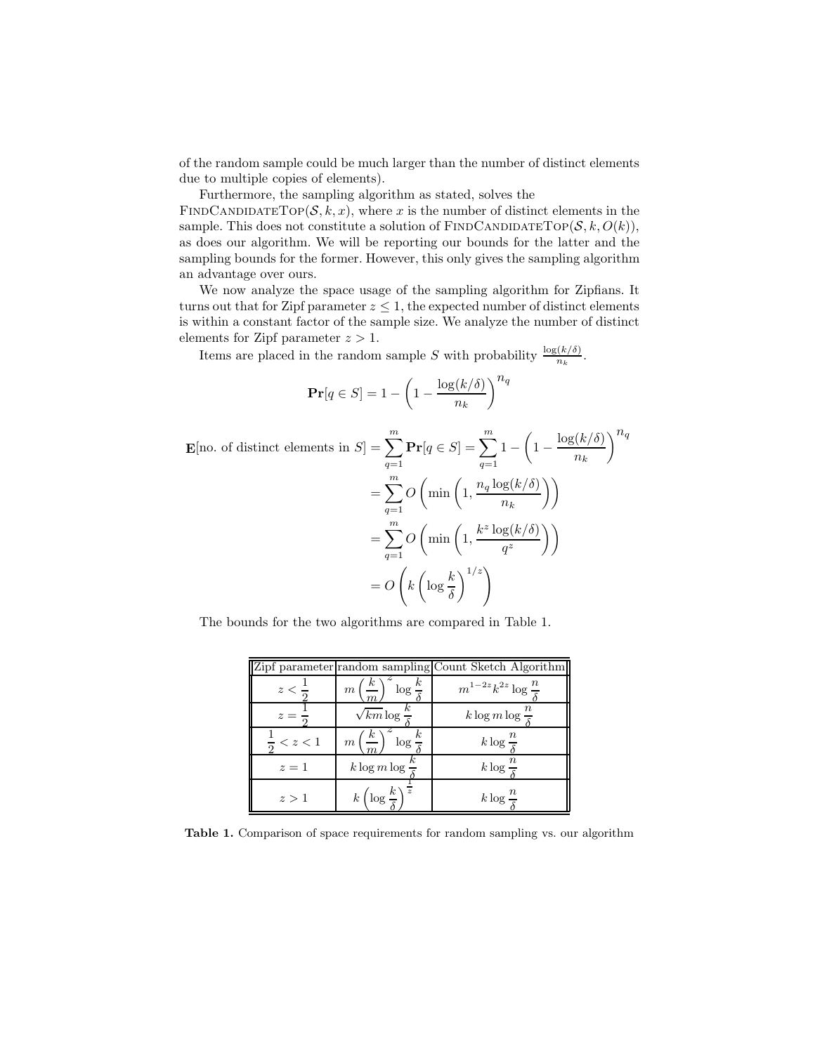of the random sample could be much larger than the number of distinct elements due to multiple copies of elements).

Furthermore, the sampling algorithm as stated, solves the FindCandidateTop$(\mathcal{S}, k, x)$, where $x$ is the number of distinct elements in the sample. This does not constitute a solution of FindCandidateTop$(\mathcal{S}, k, O(k))$, as does our algorithm. We will be reporting our bounds for the latter and the sampling bounds for the former. However, this only gives the sampling algorithm an advantage over ours.

We now analyze the space usage of the sampling algorithm for Zipfians. It turns out that for Zipf parameter $z \leq 1$, the expected number of distinct elements is within a constant factor of the sample size. We analyze the number of distinct elements for Zipf parameter $z > 1$.

Items are placed in the random sample $S$ with probability $\frac{\log(k/\delta)}{n_k}$.

$$\mathbf{Pr}[q \in S] = 1 - \left(1 - \frac{\log(k/\delta)}{n_k}\right)^{n_q}$$

$$\begin{aligned}
\mathbf{E}[\text{no. of distinct elements in } S] &= \sum_{q=1}^{m} \mathbf{Pr}[q \in S] = \sum_{q=1}^{m} 1 - \left(1 - \frac{\log(k/\delta)}{n_k}\right)^{n_q} \\
&= \sum_{q=1}^{m} O\left(\min\left(1, \frac{n_q \log(k/\delta)}{n_k}\right)\right) \\
&= \sum_{q=1}^{m} O\left(\min\left(1, \frac{k^z \log(k/\delta)}{q^z}\right)\right) \\
&= O\left(k\left(\log\frac{k}{\delta}\right)^{1/z}\right)
\end{aligned}$$

The bounds for the two algorithms are compared in Table 1.

| Zipf parameter | random sampling | Count Sketch Algorithm |
|---|---|---|
| $z < \frac{1}{2}$ | $m\left(\frac{k}{m}\right)^z \log\frac{k}{\delta}$ | $m^{1-2z}k^{2z}\log\frac{n}{\delta}$ |
| $z = \frac{1}{2}$ | $\sqrt{km}\log\frac{k}{\delta}$ | $k\log m \log\frac{n}{\delta}$ |
| $\frac{1}{2} < z < 1$ | $m\left(\frac{k}{m}\right)^z \log\frac{k}{\delta}$ | $k\log\frac{n}{\delta}$ |
| $z = 1$ | $k\log m\log\frac{k}{\delta}$ | $k\log\frac{n}{\delta}$ |
| $z > 1$ | $k\left(\log\frac{k}{\delta}\right)^{\frac{1}{z}}$ | $k\log\frac{n}{\delta}$ |

**Table 1.** Comparison of space requirements for random sampling vs. our algorithm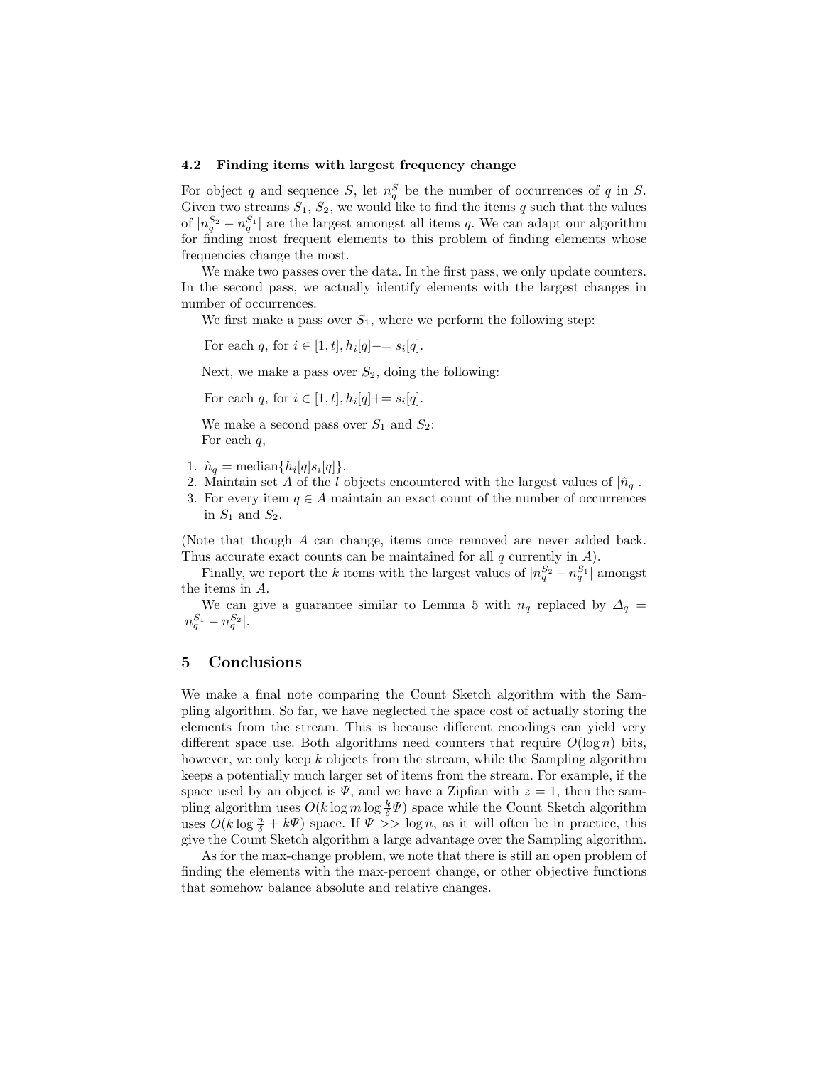### 4.2 Finding items with largest frequency change

For object $q$ and sequence $S$, let $n_q^S$ be the number of occurrences of $q$ in $S$. Given two streams $S_1$, $S_2$, we would like to find the items $q$ such that the values of $|n_q^{S_2} - n_q^{S_1}|$ are the largest amongst all items $q$. We can adapt our algorithm for finding most frequent elements to this problem of finding elements whose frequencies change the most.

We make two passes over the data. In the first pass, we only update counters. In the second pass, we actually identify elements with the largest changes in number of occurrences.

We first make a pass over $S_1$, where we perform the following step:

For each $q$, for $i \in [1, t], h_i[q] -= s_i[q]$.

Next, we make a pass over $S_2$, doing the following:

For each $q$, for $i \in [1, t], h_i[q] += s_i[q]$.

We make a second pass over $S_1$ and $S_2$:
For each $q$,

1. $\hat{n}_q = \text{median}\{h_i[q]s_i[q]\}$.
2. Maintain set $A$ of the $l$ objects encountered with the largest values of $|\hat{n}_q|$.
3. For every item $q \in A$ maintain an exact count of the number of occurrences in $S_1$ and $S_2$.

(Note that though $A$ can change, items once removed are never added back. Thus accurate exact counts can be maintained for all $q$ currently in $A$).

Finally, we report the $k$ items with the largest values of $|n_q^{S_2} - n_q^{S_1}|$ amongst the items in $A$.

We can give a guarantee similar to Lemma 5 with $n_q$ replaced by $\Delta_q = |n_q^{S_1} - n_q^{S_2}|$.

## 5 Conclusions

We make a final note comparing the Count Sketch algorithm with the Sampling algorithm. So far, we have neglected the space cost of actually storing the elements from the stream. This is because different encodings can yield very different space use. Both algorithms need counters that require $O(\log n)$ bits, however, we only keep $k$ objects from the stream, while the Sampling algorithm keeps a potentially much larger set of items from the stream. For example, if the space used by an object is $\Psi$, and we have a Zipfian with $z = 1$, then the sampling algorithm uses $O(k \log m \log \frac{k}{\delta} \Psi)$ space while the Count Sketch algorithm uses $O(k \log \frac{n}{\delta} + k\Psi)$ space. If $\Psi >> \log n$, as it will often be in practice, this give the Count Sketch algorithm a large advantage over the Sampling algorithm.

As for the max-change problem, we note that there is still an open problem of finding the elements with the max-percent change, or other objective functions that somehow balance absolute and relative changes.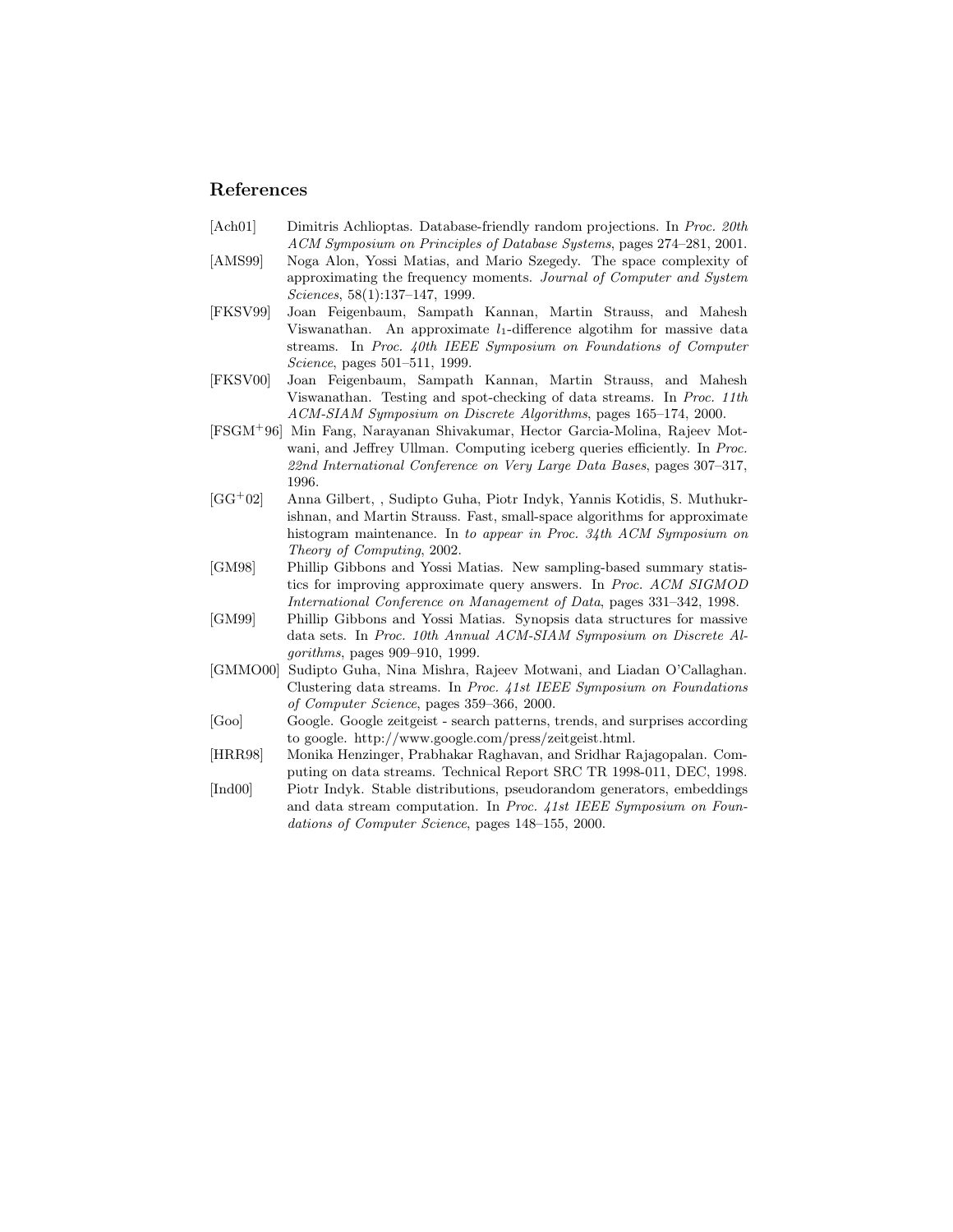## References

[Ach01] Dimitris Achlioptas. Database-friendly random projections. In *Proc. 20th ACM Symposium on Principles of Database Systems*, pages 274–281, 2001.

[AMS99] Noga Alon, Yossi Matias, and Mario Szegedy. The space complexity of approximating the frequency moments. *Journal of Computer and System Sciences*, 58(1):137–147, 1999.

[FKSV99] Joan Feigenbaum, Sampath Kannan, Martin Strauss, and Mahesh Viswanathan. An approximate $l_1$-difference algotihm for massive data streams. In *Proc. 40th IEEE Symposium on Foundations of Computer Science*, pages 501–511, 1999.

[FKSV00] Joan Feigenbaum, Sampath Kannan, Martin Strauss, and Mahesh Viswanathan. Testing and spot-checking of data streams. In *Proc. 11th ACM-SIAM Symposium on Discrete Algorithms*, pages 165–174, 2000.

[FSGM+96] Min Fang, Narayanan Shivakumar, Hector Garcia-Molina, Rajeev Motwani, and Jeffrey Ullman. Computing iceberg queries efficiently. In *Proc. 22nd International Conference on Very Large Data Bases*, pages 307–317, 1996.

[GG+02] Anna Gilbert, , Sudipto Guha, Piotr Indyk, Yannis Kotidis, S. Muthukrishnan, and Martin Strauss. Fast, small-space algorithms for approximate histogram maintenance. In *to appear in Proc. 34th ACM Symposium on Theory of Computing*, 2002.

[GM98] Phillip Gibbons and Yossi Matias. New sampling-based summary statistics for improving approximate query answers. In *Proc. ACM SIGMOD International Conference on Management of Data*, pages 331–342, 1998.

[GM99] Phillip Gibbons and Yossi Matias. Synopsis data structures for massive data sets. In *Proc. 10th Annual ACM-SIAM Symposium on Discrete Algorithms*, pages 909–910, 1999.

[GMMO00] Sudipto Guha, Nina Mishra, Rajeev Motwani, and Liadan O'Callaghan. Clustering data streams. In *Proc. 41st IEEE Symposium on Foundations of Computer Science*, pages 359–366, 2000.

[Goo] Google. Google zeitgeist - search patterns, trends, and surprises according to google. http://www.google.com/press/zeitgeist.html.

[HRR98] Monika Henzinger, Prabhakar Raghavan, and Sridhar Rajagopalan. Computing on data streams. Technical Report SRC TR 1998-011, DEC, 1998.

[Ind00] Piotr Indyk. Stable distributions, pseudorandom generators, embeddings and data stream computation. In *Proc. 41st IEEE Symposium on Foundations of Computer Science*, pages 148–155, 2000.